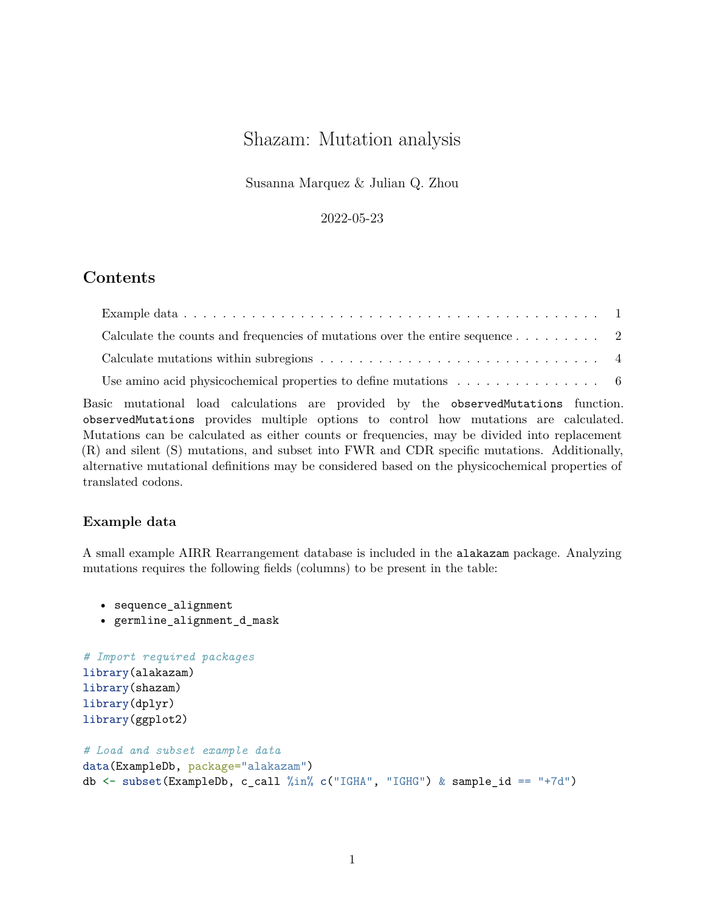# Shazam: Mutation analysis

Susanna Marquez & Julian Q. Zhou

2022-05-23

## Contents

- Example data . . . . . . . . . . . . . . . . . . . . . . . . . . . . . . . . . . . . . . . . . . 1
- Calculate the counts and frequencies of mutations over the entire sequence . . . . . . . . . 2
- Calculate mutations within subregions . . . . . . . . . . . . . . . . . . . . . . . . . . . . 4
- Use amino acid physicochemical properties to define mutations . . . . . . . . . . . . . . . 6

Basic mutational load calculations are provided by the `observedMutations` function. `observedMutations` provides multiple options to control how mutations are calculated. Mutations can be calculated as either counts or frequencies, may be divided into replacement (R) and silent (S) mutations, and subset into FWR and CDR specific mutations. Additionally, alternative mutational definitions may be considered based on the physicochemical properties of translated codons.

### Example data

A small example AIRR Rearrangement database is included in the `alakazam` package. Analyzing mutations requires the following fields (columns) to be present in the table:

- `sequence_alignment`
- `germline_alignment_d_mask`

```
# Import required packages
library(alakazam)
library(shazam)
library(dplyr)
library(ggplot2)

# Load and subset example data
data(ExampleDb, package="alakazam")
db <- subset(ExampleDb, c_call %in% c("IGHA", "IGHG") & sample_id == "+7d")
```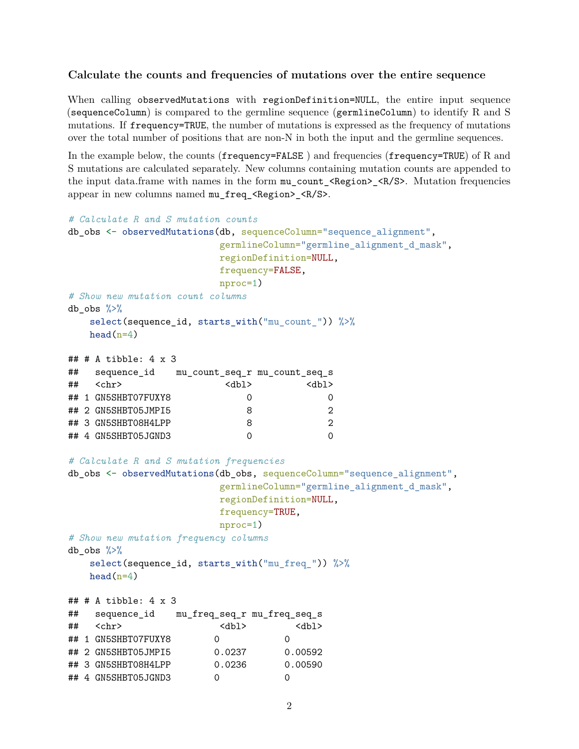### Calculate the counts and frequencies of mutations over the entire sequence

When calling `observedMutations` with `regionDefinition=NULL`, the entire input sequence (`sequenceColumn`) is compared to the germline sequence (`germlineColumn`) to identify R and S mutations. If `frequency=TRUE`, the number of mutations is expressed as the frequency of mutations over the total number of positions that are non-N in both the input and the germline sequences.

In the example below, the counts (`frequency=FALSE` ) and frequencies (`frequency=TRUE`) of R and S mutations are calculated separately. New columns containing mutation counts are appended to the input data.frame with names in the form `mu_count_<Region>_<R/S>`. Mutation frequencies appear in new columns named `mu_freq_<Region>_<R/S>`.

```
# Calculate R and S mutation counts
db_obs <- observedMutations(db, sequenceColumn="sequence_alignment",
                            germlineColumn="germline_alignment_d_mask",
                            regionDefinition=NULL,
                            frequency=FALSE,
                            nproc=1)
# Show new mutation count columns
db_obs %>%
    select(sequence_id, starts_with("mu_count_")) %>%
    head(n=4)

## # A tibble: 4 x 3
##   sequence_id    mu_count_seq_r mu_count_seq_s
##   <chr>                   <dbl>          <dbl>
## 1 GN5SHBT07FUXY8              0              0
## 2 GN5SHBT05JMPI5              8              2
## 3 GN5SHBT08H4LPP              8              2
## 4 GN5SHBT05JGND3              0              0

# Calculate R and S mutation frequencies
db_obs <- observedMutations(db_obs, sequenceColumn="sequence_alignment",
                            germlineColumn="germline_alignment_d_mask",
                            regionDefinition=NULL,
                            frequency=TRUE,
                            nproc=1)
# Show new mutation frequency columns
db_obs %>%
    select(sequence_id, starts_with("mu_freq_")) %>%
    head(n=4)

## # A tibble: 4 x 3
##   sequence_id    mu_freq_seq_r mu_freq_seq_s
##   <chr>                  <dbl>         <dbl>
## 1 GN5SHBT07FUXY8        0             0
## 2 GN5SHBT05JMPI5        0.0237        0.00592
## 3 GN5SHBT08H4LPP        0.0236        0.00590
## 4 GN5SHBT05JGND3        0             0
```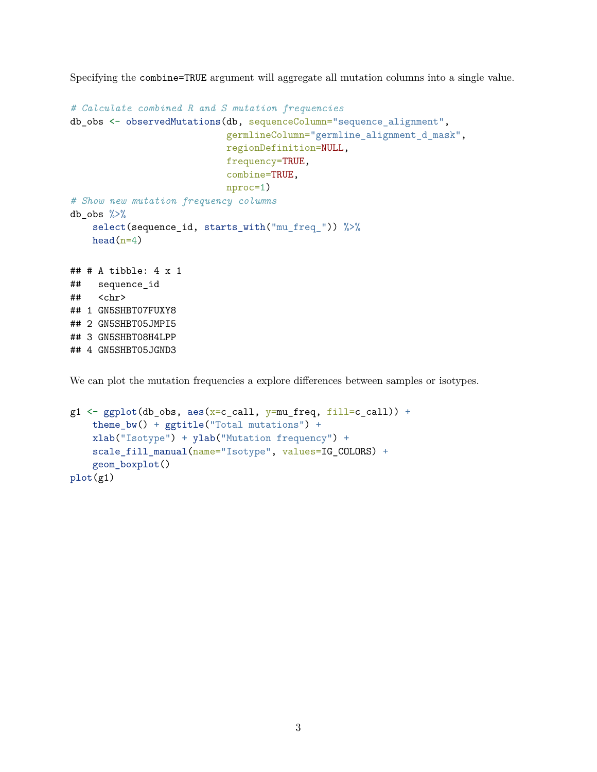Specifying the `combine=TRUE` argument will aggregate all mutation columns into a single value.

```
# Calculate combined R and S mutation frequencies
db_obs <- observedMutations(db, sequenceColumn="sequence_alignment",
                            germlineColumn="germline_alignment_d_mask",
                            regionDefinition=NULL,
                            frequency=TRUE,
                            combine=TRUE,
                            nproc=1)
# Show new mutation frequency columns
db_obs %>%
    select(sequence_id, starts_with("mu_freq_")) %>%
    head(n=4)
```

```
## # A tibble: 4 x 1
##   sequence_id
##   <chr>
## 1 GN5SHBT07FUXY8
## 2 GN5SHBT05JMPI5
## 3 GN5SHBT08H4LPP
## 4 GN5SHBT05JGND3
```

We can plot the mutation frequencies a explore differences between samples or isotypes.

```
g1 <- ggplot(db_obs, aes(x=c_call, y=mu_freq, fill=c_call)) +
    theme_bw() + ggtitle("Total mutations") +
    xlab("Isotype") + ylab("Mutation frequency") +
    scale_fill_manual(name="Isotype", values=IG_COLORS) +
    geom_boxplot()
plot(g1)
```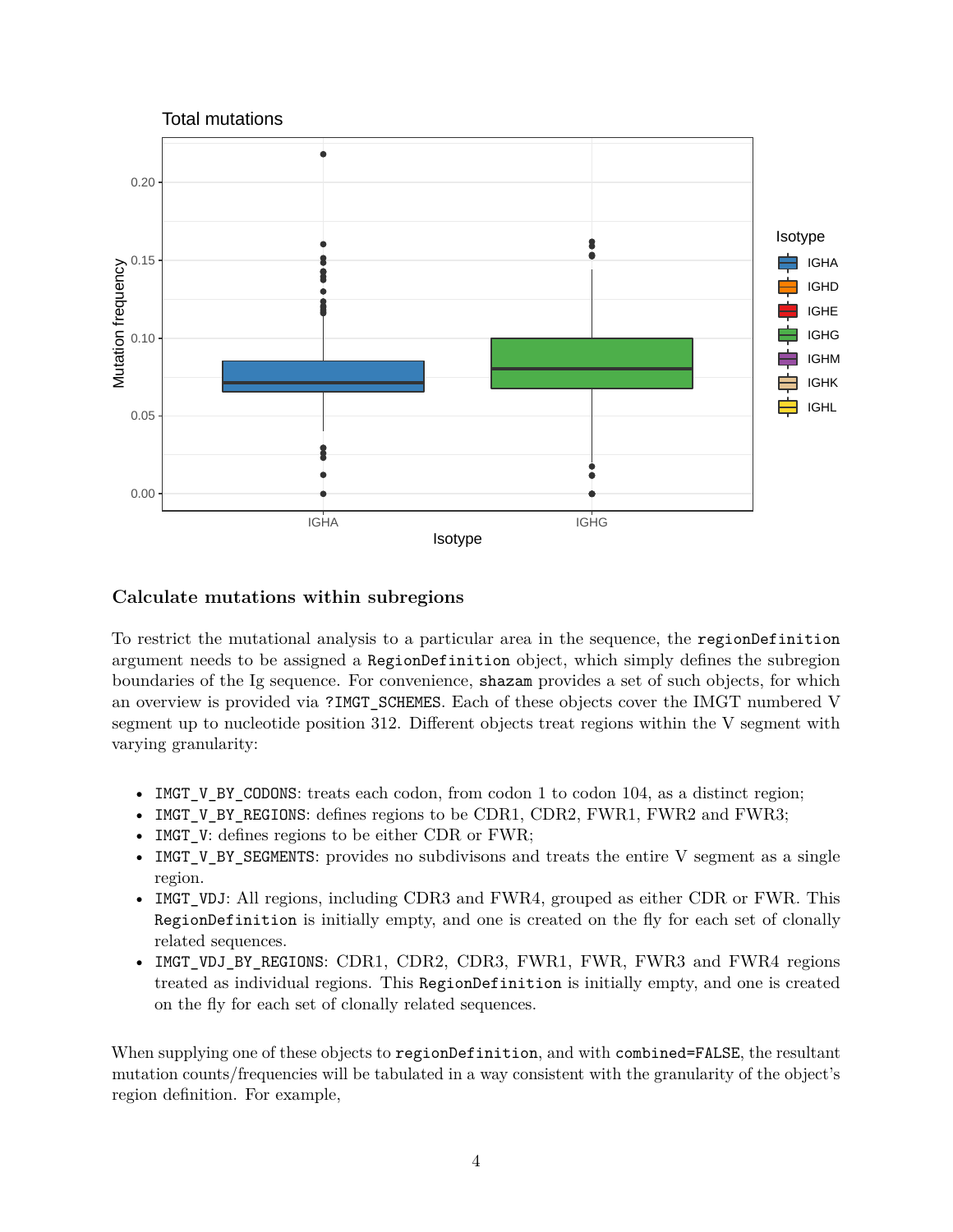### Calculate mutations within subregions

To restrict the mutational analysis to a particular area in the sequence, the `regionDefinition` argument needs to be assigned a `RegionDefinition` object, which simply defines the subregion boundaries of the Ig sequence. For convenience, `shazam` provides a set of such objects, for which an overview is provided via `?IMGT_SCHEMES`. Each of these objects cover the IMGT numbered V segment up to nucleotide position 312. Different objects treat regions within the V segment with varying granularity:

- `IMGT_V_BY_CODONS`: treats each codon, from codon 1 to codon 104, as a distinct region;
- `IMGT_V_BY_REGIONS`: defines regions to be CDR1, CDR2, FWR1, FWR2 and FWR3;
- `IMGT_V`: defines regions to be either CDR or FWR;
- `IMGT_V_BY_SEGMENTS`: provides no subdivisons and treats the entire V segment as a single region.
- `IMGT_VDJ`: All regions, including CDR3 and FWR4, grouped as either CDR or FWR. This `RegionDefinition` is initially empty, and one is created on the fly for each set of clonally related sequences.
- `IMGT_VDJ_BY_REGIONS`: CDR1, CDR2, CDR3, FWR1, FWR, FWR3 and FWR4 regions treated as individual regions. This `RegionDefinition` is initially empty, and one is created on the fly for each set of clonally related sequences.

When supplying one of these objects to `regionDefinition`, and with `combined=FALSE`, the resultant mutation counts/frequencies will be tabulated in a way consistent with the granularity of the object's region definition. For example,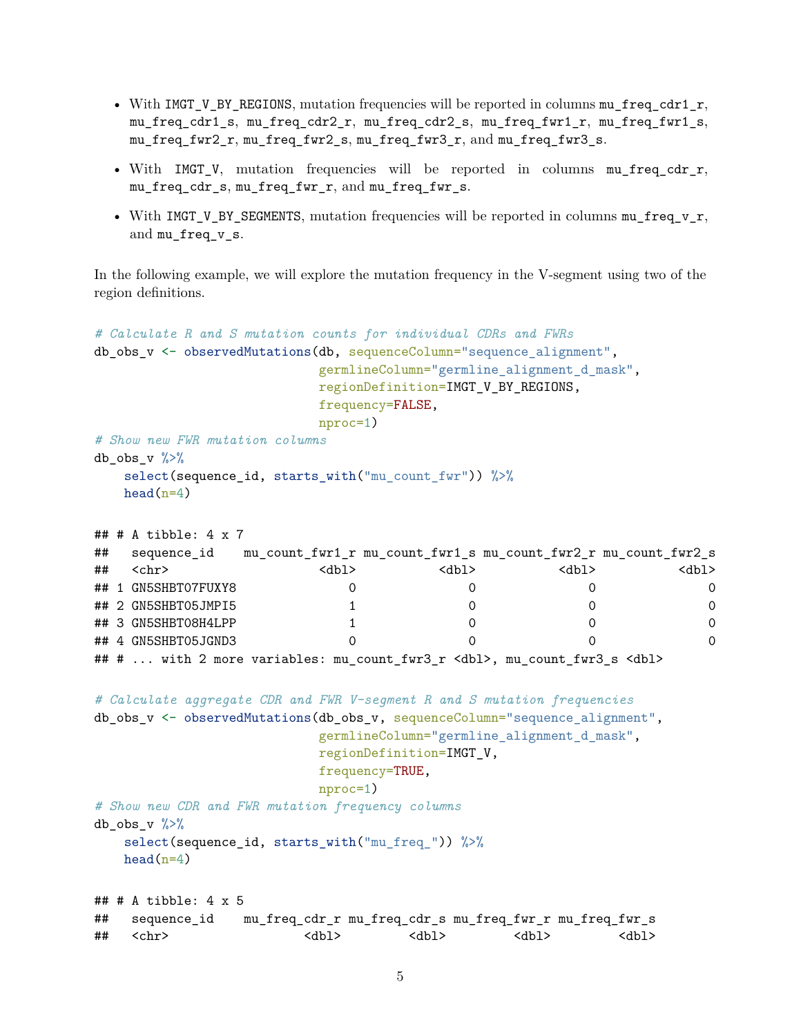- With `IMGT_V_BY_REGIONS`, mutation frequencies will be reported in columns `mu_freq_cdr1_r`, `mu_freq_cdr1_s`, `mu_freq_cdr2_r`, `mu_freq_cdr2_s`, `mu_freq_fwr1_r`, `mu_freq_fwr1_s`, `mu_freq_fwr2_r`, `mu_freq_fwr2_s`, `mu_freq_fwr3_r`, and `mu_freq_fwr3_s`.
- With `IMGT_V`, mutation frequencies will be reported in columns `mu_freq_cdr_r`, `mu_freq_cdr_s`, `mu_freq_fwr_r`, and `mu_freq_fwr_s`.
- With `IMGT_V_BY_SEGMENTS`, mutation frequencies will be reported in columns `mu_freq_v_r`, and `mu_freq_v_s`.

In the following example, we will explore the mutation frequency in the V-segment using two of the region definitions.

```
# Calculate R and S mutation counts for individual CDRs and FWRs
db_obs_v <- observedMutations(db, sequenceColumn="sequence_alignment",
                              germlineColumn="germline_alignment_d_mask",
                              regionDefinition=IMGT_V_BY_REGIONS,
                              frequency=FALSE,
                              nproc=1)
# Show new FWR mutation columns
db_obs_v %>%
    select(sequence_id, starts_with("mu_count_fwr")) %>%
    head(n=4)
```

```
## # A tibble: 4 x 7
##   sequence_id    mu_count_fwr1_r mu_count_fwr1_s mu_count_fwr2_r mu_count_fwr2_s
##   <chr>                    <dbl>           <dbl>           <dbl>           <dbl>
## 1 GN5SHBT07FUXY8               0               0               0               0
## 2 GN5SHBT05JMPI5               1               0               0               0
## 3 GN5SHBT08H4LPP               1               0               0               0
## 4 GN5SHBT05JGND3               0               0               0               0
## # ... with 2 more variables: mu_count_fwr3_r <dbl>, mu_count_fwr3_s <dbl>
```

```
# Calculate aggregate CDR and FWR V-segment R and S mutation frequencies
db_obs_v <- observedMutations(db_obs_v, sequenceColumn="sequence_alignment",
                              germlineColumn="germline_alignment_d_mask",
                              regionDefinition=IMGT_V,
                              frequency=TRUE,
                              nproc=1)
# Show new CDR and FWR mutation frequency columns
db_obs_v %>%
    select(sequence_id, starts_with("mu_freq_")) %>%
    head(n=4)
```

```
## # A tibble: 4 x 5
##   sequence_id    mu_freq_cdr_r mu_freq_cdr_s mu_freq_fwr_r mu_freq_fwr_s
##   <chr>                  <dbl>         <dbl>         <dbl>         <dbl>
```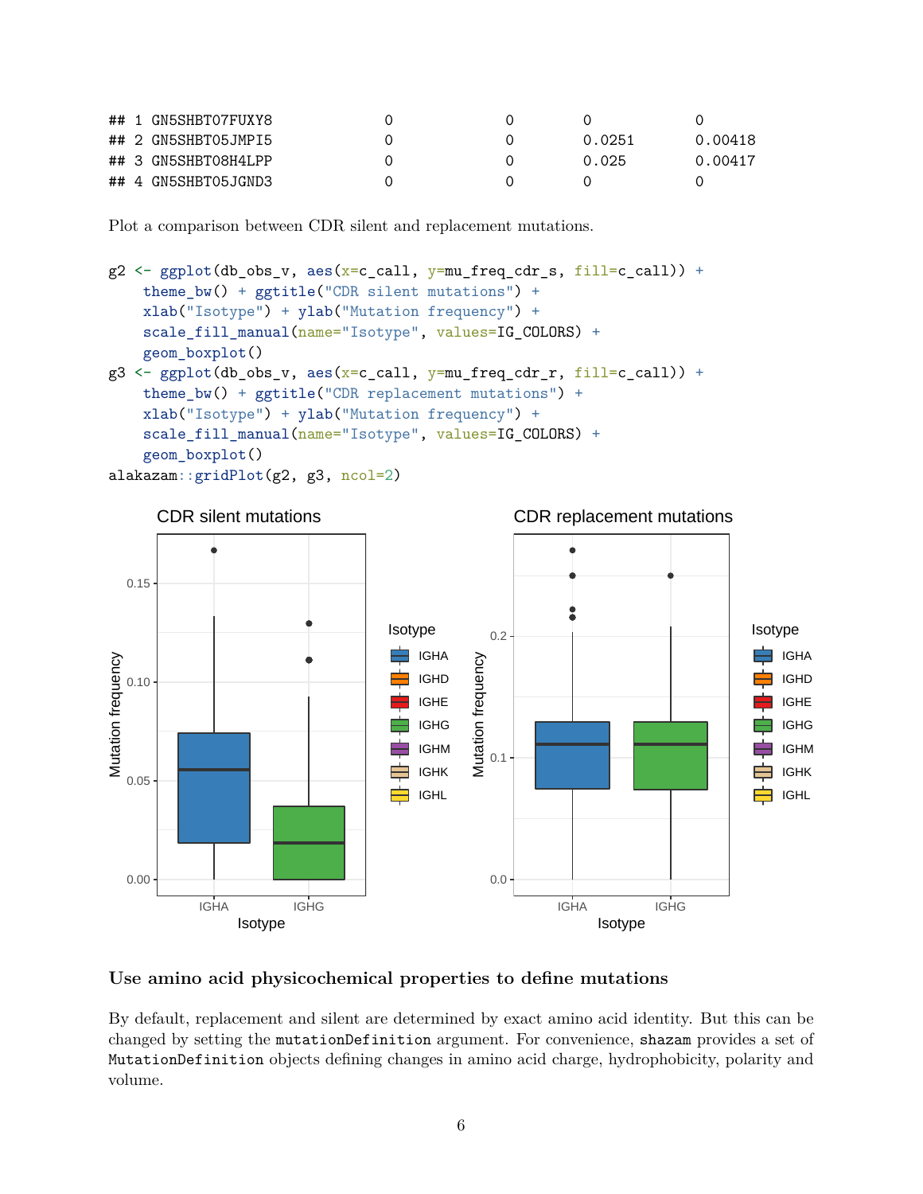```
## 1 GN5SHBT07FUXY8          0          0          0          0
## 2 GN5SHBT05JMPI5          0          0          0.0251     0.00418
## 3 GN5SHBT08H4LPP          0          0          0.025      0.00417
## 4 GN5SHBT05JGND3          0          0          0          0
```

Plot a comparison between CDR silent and replacement mutations.

```
g2 <- ggplot(db_obs_v, aes(x=c_call, y=mu_freq_cdr_s, fill=c_call)) +
    theme_bw() + ggtitle("CDR silent mutations") +
    xlab("Isotype") + ylab("Mutation frequency") +
    scale_fill_manual(name="Isotype", values=IG_COLORS) +
    geom_boxplot()
g3 <- ggplot(db_obs_v, aes(x=c_call, y=mu_freq_cdr_r, fill=c_call)) +
    theme_bw() + ggtitle("CDR replacement mutations") +
    xlab("Isotype") + ylab("Mutation frequency") +
    scale_fill_manual(name="Isotype", values=IG_COLORS) +
    geom_boxplot()
alakazam::gridPlot(g2, g3, ncol=2)
```

### Use amino acid physicochemical properties to define mutations

By default, replacement and silent are determined by exact amino acid identity. But this can be changed by setting the `mutationDefinition` argument. For convenience, `shazam` provides a set of `MutationDefinition` objects defining changes in amino acid charge, hydrophobicity, polarity and volume.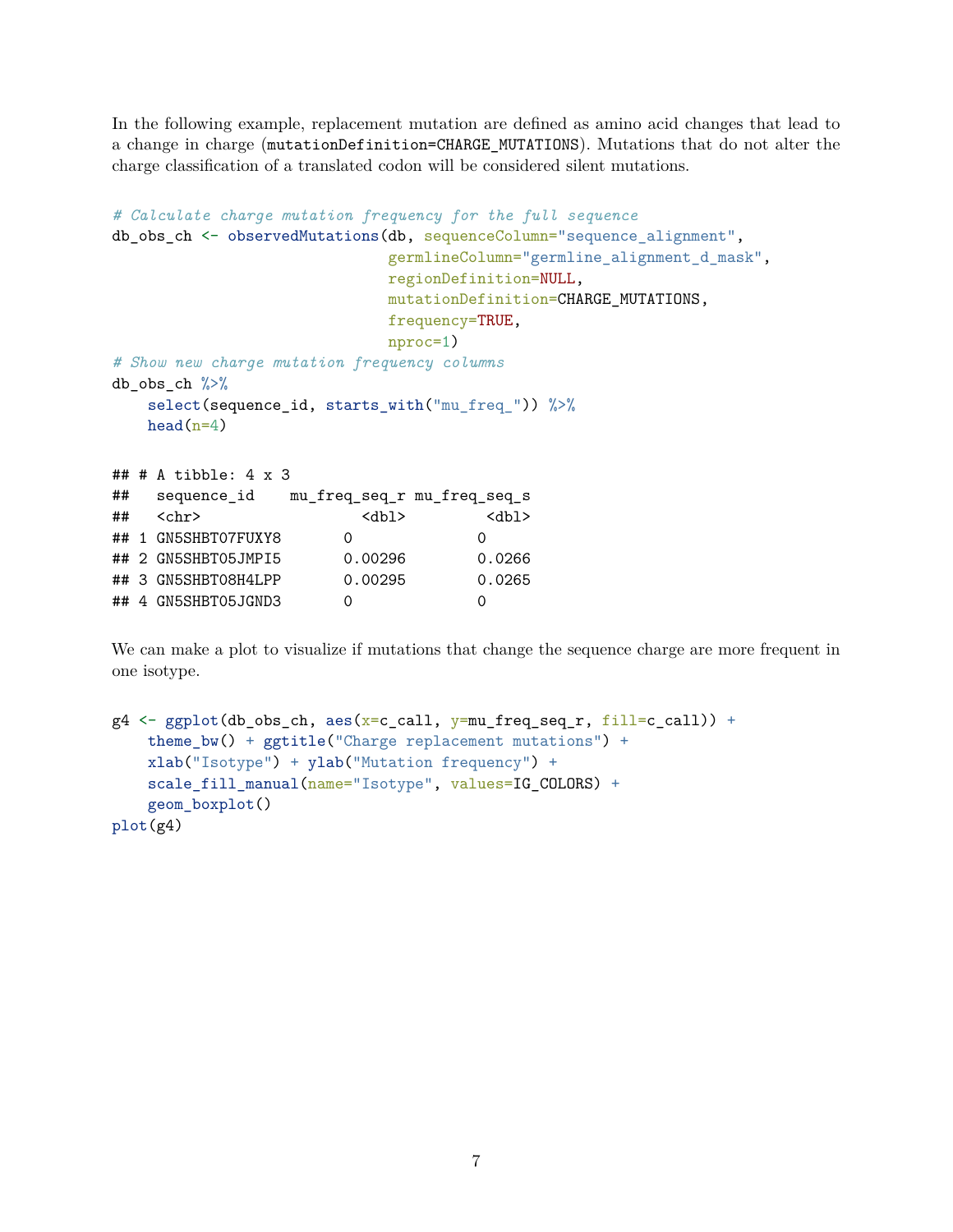In the following example, replacement mutation are defined as amino acid changes that lead to a change in charge (`mutationDefinition=CHARGE_MUTATIONS`). Mutations that do not alter the charge classification of a translated codon will be considered silent mutations.

```
# Calculate charge mutation frequency for the full sequence
db_obs_ch <- observedMutations(db, sequenceColumn="sequence_alignment",
                               germlineColumn="germline_alignment_d_mask",
                               regionDefinition=NULL,
                               mutationDefinition=CHARGE_MUTATIONS,
                               frequency=TRUE,
                               nproc=1)
# Show new charge mutation frequency columns
db_obs_ch %>%
    select(sequence_id, starts_with("mu_freq_")) %>%
    head(n=4)
```

```
## # A tibble: 4 x 3
##   sequence_id    mu_freq_seq_r mu_freq_seq_s
##   <chr>                  <dbl>         <dbl>
## 1 GN5SHBT07FUXY8       0             0
## 2 GN5SHBT05JMPI5       0.00296       0.0266
## 3 GN5SHBT08H4LPP       0.00295       0.0265
## 4 GN5SHBT05JGND3       0             0
```

We can make a plot to visualize if mutations that change the sequence charge are more frequent in one isotype.

```
g4 <- ggplot(db_obs_ch, aes(x=c_call, y=mu_freq_seq_r, fill=c_call)) +
    theme_bw() + ggtitle("Charge replacement mutations") +
    xlab("Isotype") + ylab("Mutation frequency") +
    scale_fill_manual(name="Isotype", values=IG_COLORS) +
    geom_boxplot()
plot(g4)
```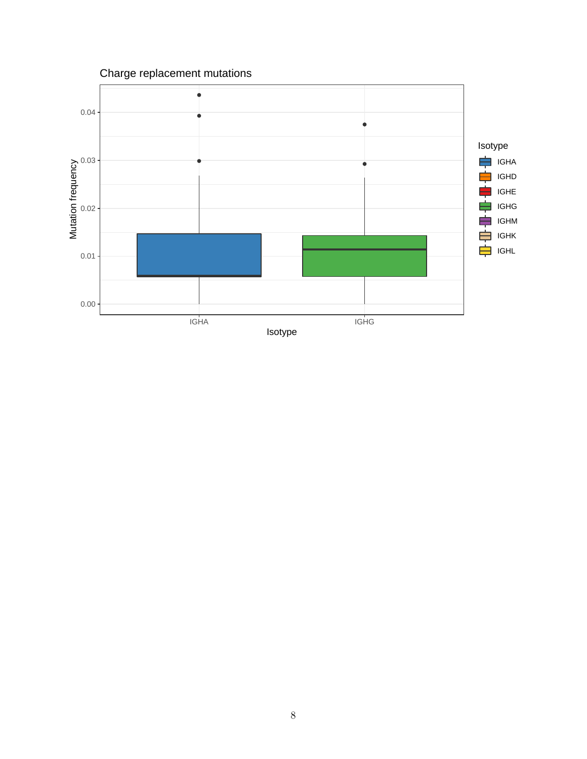Charge replacement mutations

0.04

0.03

0.02

0.01

0.00

Mutation frequency

IGHA

IGHG

Isotype

Isotype

IGHA

IGHD

IGHE

IGHG

IGHM

IGHK

IGHL